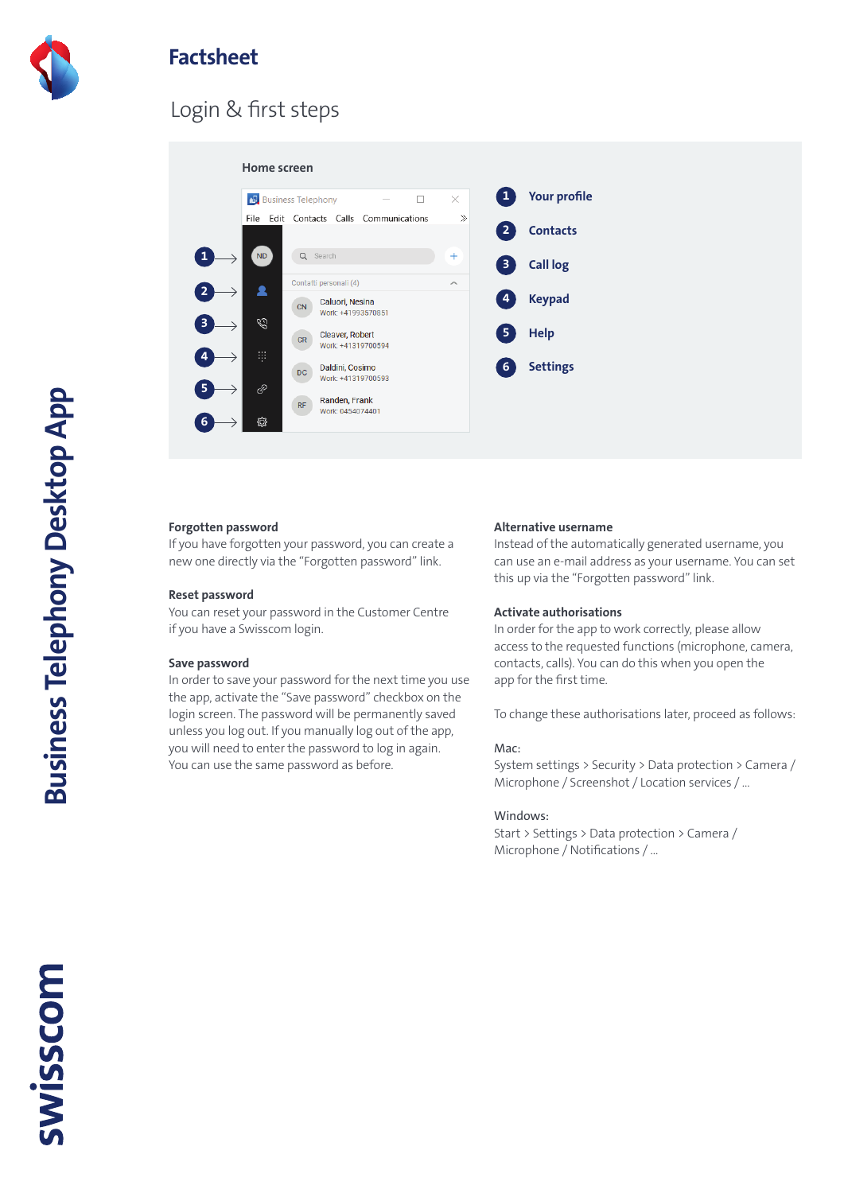# Factsheet

## Login & first steps

### Home screen

1. Your profile
2. Contacts
3. Call log
4. Keypad
5. Help
6. Settings

**Forgotten password**
If you have forgotten your password, you can create a new one directly via the "Forgotten password" link.

**Reset password**
You can reset your password in the Customer Centre if you have a Swisscom login.

**Save password**
In order to save your password for the next time you use the app, activate the "Save password" checkbox on the login screen. The password will be permanently saved unless you log out. If you manually log out of the app, you will need to enter the password to log in again. You can use the same password as before.

**Alternative username**
Instead of the automatically generated username, you can use an e-mail address as your username. You can set this up via the "Forgotten password" link.

**Activate authorisations**
In order for the app to work correctly, please allow access to the requested functions (microphone, camera, contacts, calls). You can do this when you open the app for the first time.

To change these authorisations later, proceed as follows:

Mac:
System settings > Security > Data protection > Camera / Microphone / Screenshot / Location services / ...

Windows:
Start > Settings > Data protection > Camera / Microphone / Notifications / ...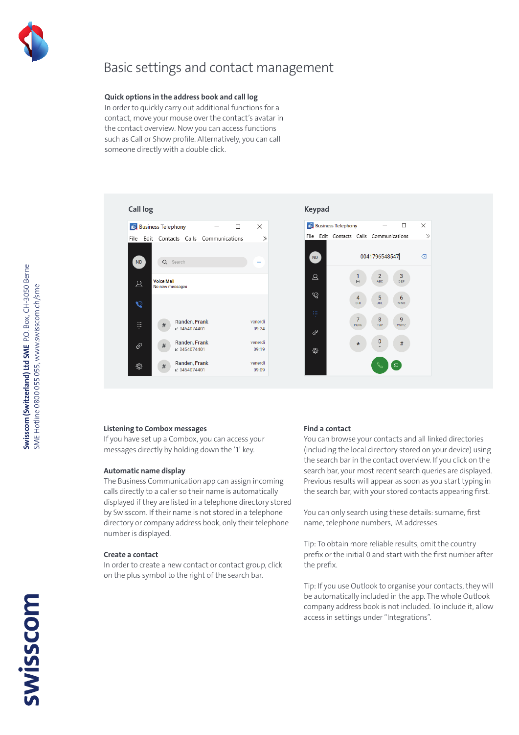# Basic settings and contact management

**Quick options in the address book and call log**
In order to quickly carry out additional functions for a contact, move your mouse over the contact's avatar in the contact overview. Now you can access functions such as Call or Show profile. Alternatively, you can call someone directly with a double click.

**Call log**

**Keypad**

**Listening to Combox messages**
If you have set up a Combox, you can access your messages directly by holding down the '1' key.

**Automatic name display**
The Business Communication app can assign incoming calls directly to a caller so their name is automatically displayed if they are listed in a telephone directory stored by Swisscom. If their name is not stored in a telephone directory or company address book, only their telephone number is displayed.

**Create a contact**
In order to create a new contact or contact group, click on the plus symbol to the right of the search bar.

**Find a contact**
You can browse your contacts and all linked directories (including the local directory stored on your device) using the search bar in the contact overview. If you click on the search bar, your most recent search queries are displayed. Previous results will appear as soon as you start typing in the search bar, with your stored contacts appearing first.

You can only search using these details: surname, first name, telephone numbers, IM addresses.

Tip: To obtain more reliable results, omit the country prefix or the initial 0 and start with the first number after the prefix.

Tip: If you use Outlook to organise your contacts, they will be automatically included in the app. The whole Outlook company address book is not included. To include it, allow access in settings under "Integrations".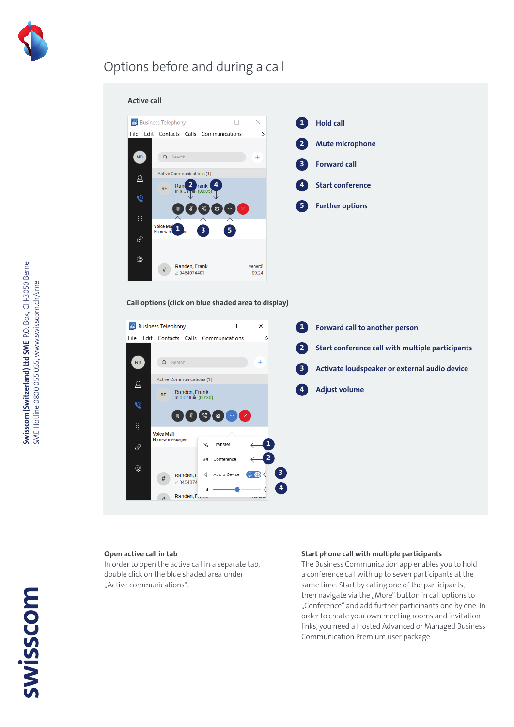# Options before and during a call

## Active call

1. Hold call
2. Mute microphone
3. Forward call
4. Start conference
5. Further options

## Call options (click on blue shaded area to display)

1. Forward call to another person
2. Start conference call with multiple participants
3. Activate loudspeaker or external audio device
4. Adjust volume

**Open active call in tab**
In order to open the active call in a separate tab, double click on the blue shaded area under „Active communications".

**Start phone call with multiple participants**
The Business Communication app enables you to hold a conference call with up to seven participants at the same time. Start by calling one of the participants, then navigate via the „More" button in call options to „Conference" and add further participants one by one. In order to create your own meeting rooms and invitation links, you need a Hosted Advanced or Managed Business Communication Premium user package.

**Swisscom (Switzerland) Ltd SME** P.O. Box, CH-3050 Berne
SME Hotline 0800 055 055, www.swisscom.ch/sme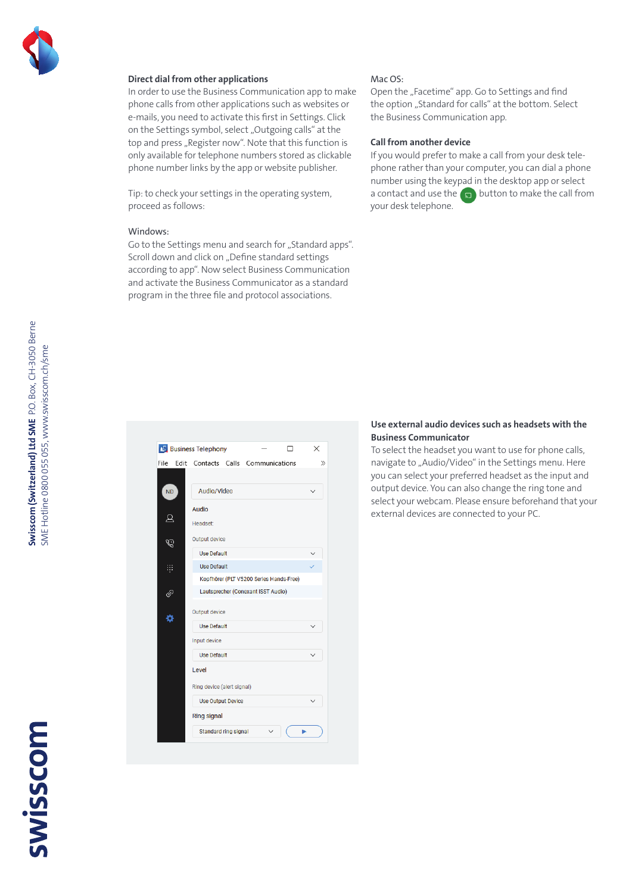**Direct dial from other applications**

In order to use the Business Communication app to make phone calls from other applications such as websites or e-mails, you need to activate this first in Settings. Click on the Settings symbol, select „Outgoing calls" at the top and press „Register now". Note that this function is only available for telephone numbers stored as clickable phone number links by the app or website publisher.

Tip: to check your settings in the operating system, proceed as follows:

Windows:
Go to the Settings menu and search for „Standard apps". Scroll down and click on „Define standard settings according to app". Now select Business Communication and activate the Business Communicator as a standard program in the three file and protocol associations.

Mac OS:
Open the „Facetime" app. Go to Settings and find the option „Standard for calls" at the bottom. Select the Business Communication app.

**Call from another device**

If you would prefer to make a call from your desk telephone rather than your computer, you can dial a phone number using the keypad in the desktop app or select a contact and use the button to make the call from your desk telephone.

Business Telephony
File Edit Contacts Calls Communications
Audio/Video
Audio
Headset
Output device
Use Default
Use Default
Kopfhörer (PLT V5200 Series Hands-Free)
Lautsprecher (Conexant ISST Audio)
Output device
Use Default
Input device
Use Default
Level
Ring device (alert signal)
Use Output Device
Ring signal
Standard ring signal

**Use external audio devices such as headsets with the Business Communicator**

To select the headset you want to use for phone calls, navigate to „Audio/Video" in the Settings menu. Here you can select your preferred headset as the input and output device. You can also change the ring tone and select your webcam. Please ensure beforehand that your external devices are connected to your PC.

**Swisscom (Switzerland) Ltd SME** P.O. Box, CH-3050 Berne
SME Hotline 0800 055 055, www.swisscom.ch/sme